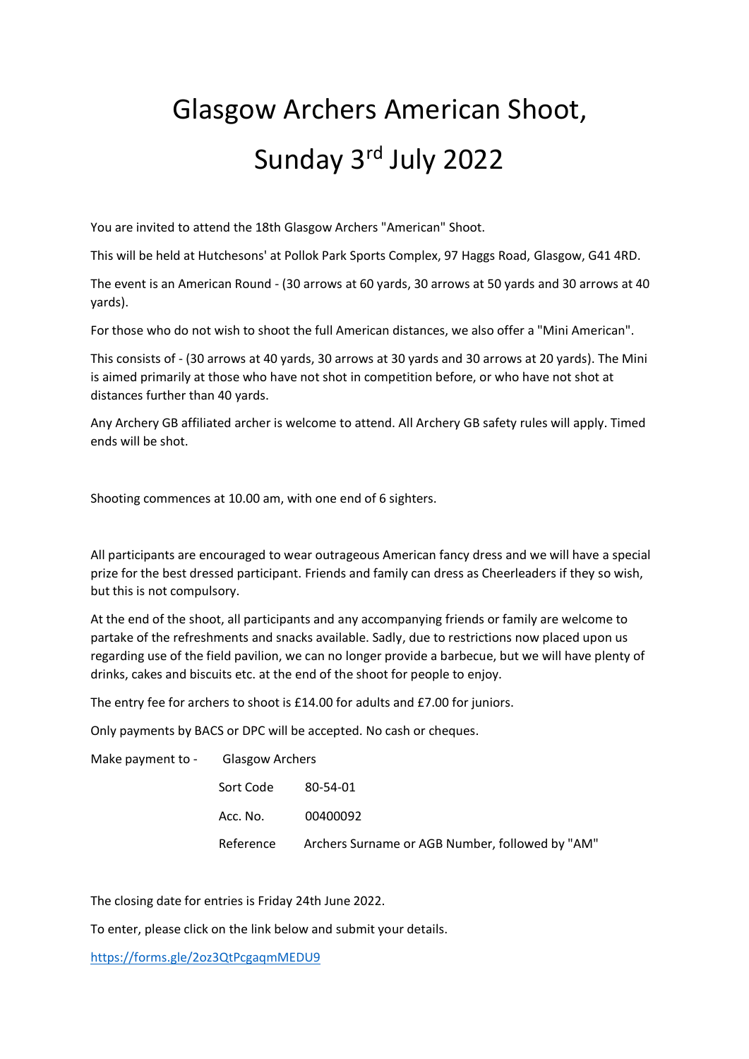# Glasgow Archers American Shoot, Sunday 3rd July 2022

You are invited to attend the 18th Glasgow Archers "American" Shoot.

This will be held at Hutchesons' at Pollok Park Sports Complex, 97 Haggs Road, Glasgow, G41 4RD.

The event is an American Round - (30 arrows at 60 yards, 30 arrows at 50 yards and 30 arrows at 40 yards).

For those who do not wish to shoot the full American distances, we also offer a "Mini American".

This consists of - (30 arrows at 40 yards, 30 arrows at 30 yards and 30 arrows at 20 yards). The Mini is aimed primarily at those who have not shot in competition before, or who have not shot at distances further than 40 yards.

Any Archery GB affiliated archer is welcome to attend. All Archery GB safety rules will apply. Timed ends will be shot.

Shooting commences at 10.00 am, with one end of 6 sighters.

All participants are encouraged to wear outrageous American fancy dress and we will have a special prize for the best dressed participant. Friends and family can dress as Cheerleaders if they so wish, but this is not compulsory.

At the end of the shoot, all participants and any accompanying friends or family are welcome to partake of the refreshments and snacks available. Sadly, due to restrictions now placed upon us regarding use of the field pavilion, we can no longer provide a barbecue, but we will have plenty of drinks, cakes and biscuits etc. at the end of the shoot for people to enjoy.

The entry fee for archers to shoot is £14.00 for adults and £7.00 for juniors.

Only payments by BACS or DPC will be accepted. No cash or cheques.

Make payment to - Glasgow Archers

| | |
|---|---|
| Sort Code | 80-54-01 |
| Acc. No. | 00400092 |
| Reference | Archers Surname or AGB Number, followed by "AM" |

The closing date for entries is Friday 24th June 2022.

To enter, please click on the link below and submit your details.

https://forms.gle/2oz3QtPcgaqmMEDU9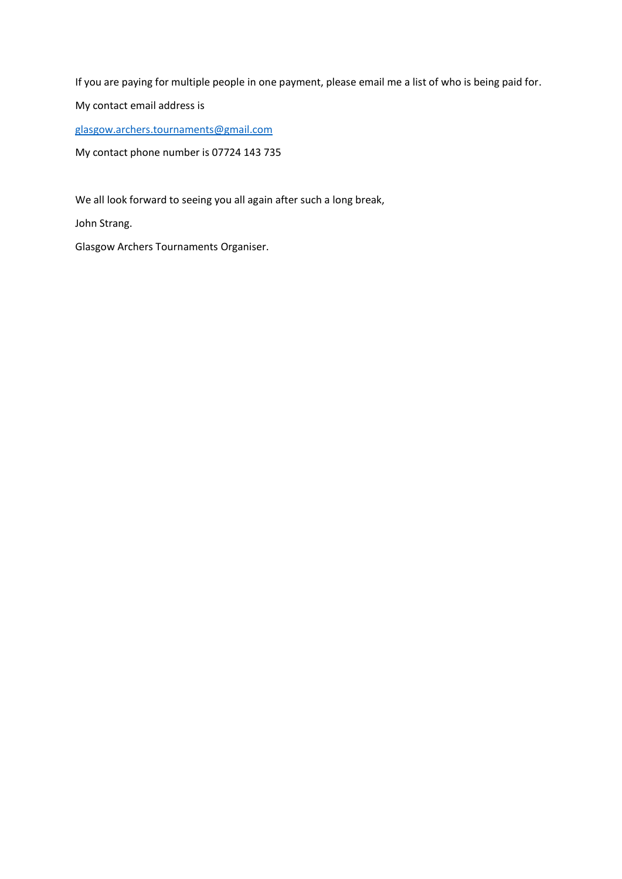If you are paying for multiple people in one payment, please email me a list of who is being paid for.

My contact email address is

glasgow.archers.tournaments@gmail.com

My contact phone number is 07724 143 735

We all look forward to seeing you all again after such a long break,

John Strang.

Glasgow Archers Tournaments Organiser.